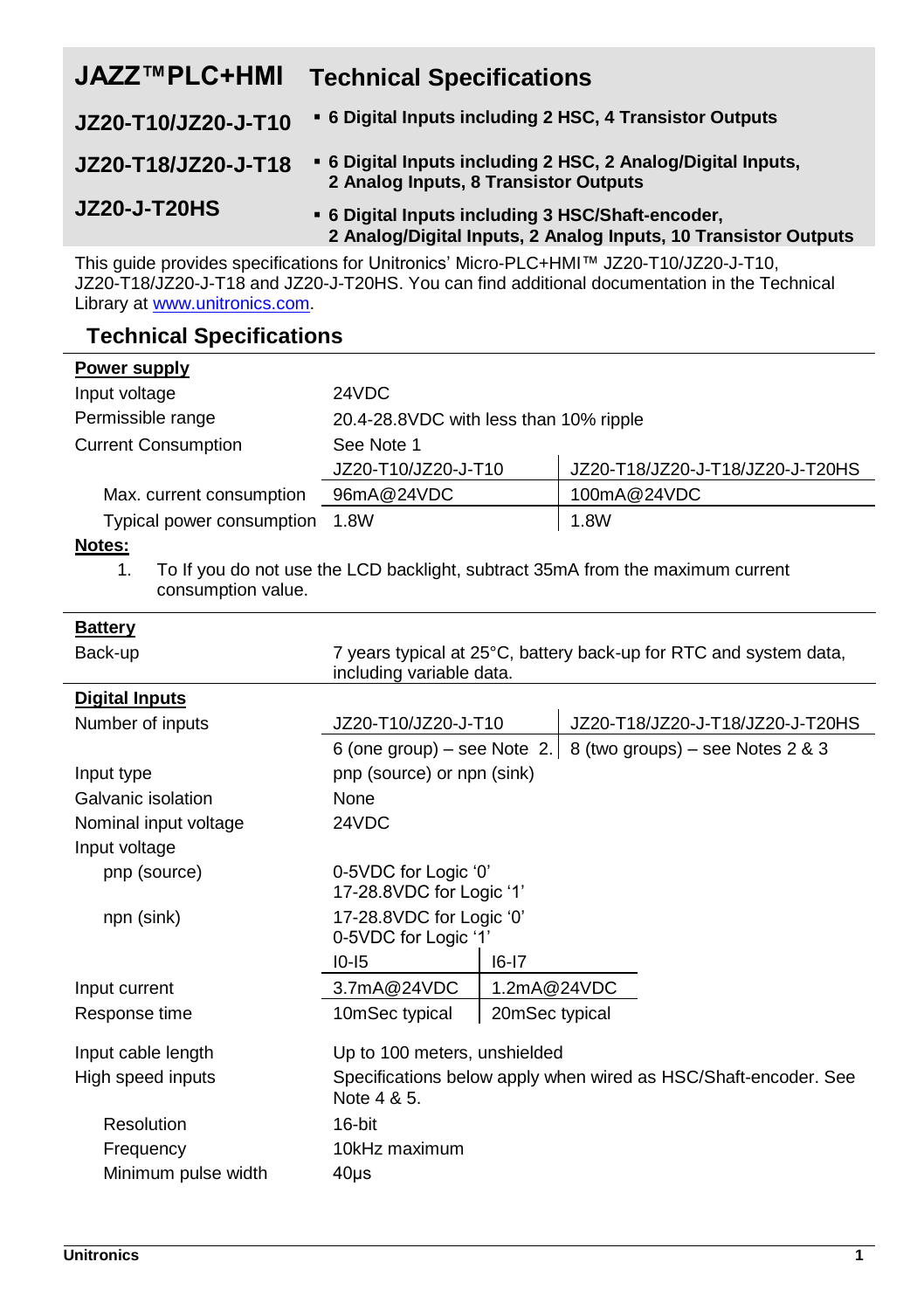# JAZZ™PLC+HMI Technical Specifications

**JZ20-T10/JZ20-J-T10**
- **6 Digital Inputs including 2 HSC, 4 Transistor Outputs**

**JZ20-T18/JZ20-J-T18**
- **6 Digital Inputs including 2 HSC, 2 Analog/Digital Inputs, 2 Analog Inputs, 8 Transistor Outputs**

**JZ20-J-T20HS**
- **6 Digital Inputs including 3 HSC/Shaft-encoder, 2 Analog/Digital Inputs, 2 Analog Inputs, 10 Transistor Outputs**

This guide provides specifications for Unitronics' Micro-PLC+HMI™ JZ20-T10/JZ20-J-T10, JZ20-T18/JZ20-J-T18 and JZ20-J-T20HS. You can find additional documentation in the Technical Library at www.unitronics.com.

## Technical Specifications

**Power supply**

| | | |
|---|---|---|
| Input voltage | 24VDC | |
| Permissible range | 20.4-28.8VDC with less than 10% ripple | |
| Current Consumption | See Note 1 | |
| | JZ20-T10/JZ20-J-T10 | JZ20-T18/JZ20-J-T18/JZ20-J-T20HS |
| Max. current consumption | 96mA@24VDC | 100mA@24VDC |
| Typical power consumption | 1.8W | 1.8W |

**Notes:**

1. To If you do not use the LCD backlight, subtract 35mA from the maximum current consumption value.

**Battery**

| | |
|---|---|
| Back-up | 7 years typical at 25°C, battery back-up for RTC and system data, including variable data. |

**Digital Inputs**

| | | |
|---|---|---|
| Number of inputs | JZ20-T10/JZ20-J-T10 | JZ20-T18/JZ20-J-T18/JZ20-J-T20HS |
| | 6 (one group) – see Note 2. | 8 (two groups) – see Notes 2 & 3 |
| Input type | pnp (source) or npn (sink) | |
| Galvanic isolation | None | |
| Nominal input voltage | 24VDC | |
| Input voltage | | |
| pnp (source) | 0-5VDC for Logic '0'<br>17-28.8VDC for Logic '1' | |
| npn (sink) | 17-28.8VDC for Logic '0'<br>0-5VDC for Logic '1' | |
| | I0-I5 | I6-I7 |
| Input current | 3.7mA@24VDC | 1.2mA@24VDC |
| Response time | 10mSec typical | 20mSec typical |
| Input cable length | Up to 100 meters, unshielded | |
| High speed inputs | Specifications below apply when wired as HSC/Shaft-encoder. See Note 4 & 5. | |
| Resolution | 16-bit | |
| Frequency | 10kHz maximum | |
| Minimum pulse width | 40μs | |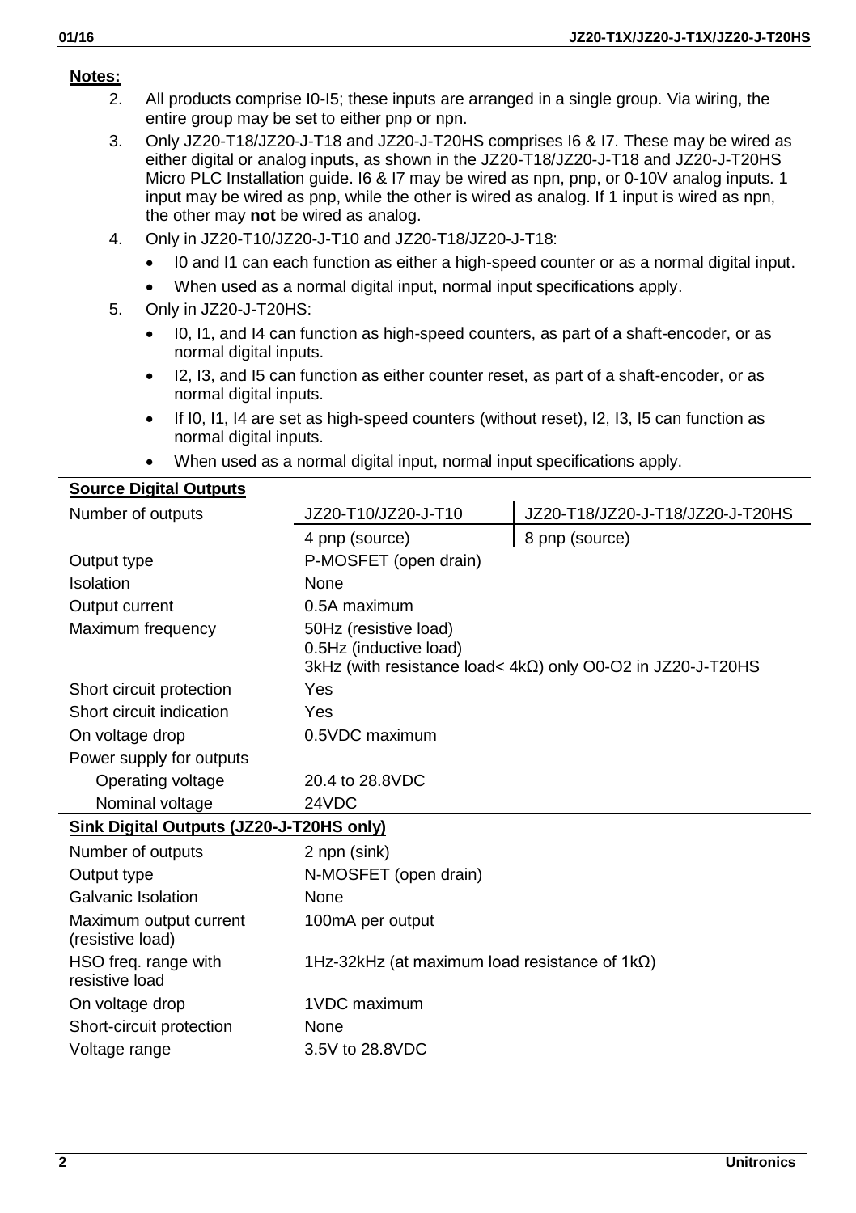**Notes:**

2. All products comprise I0-I5; these inputs are arranged in a single group. Via wiring, the entire group may be set to either pnp or npn.
3. Only JZ20-T18/JZ20-J-T18 and JZ20-J-T20HS comprises I6 & I7. These may be wired as either digital or analog inputs, as shown in the JZ20-T18/JZ20-J-T18 and JZ20-J-T20HS Micro PLC Installation guide. I6 & I7 may be wired as npn, pnp, or 0-10V analog inputs. 1 input may be wired as pnp, while the other is wired as analog. If 1 input is wired as npn, the other may **not** be wired as analog.
4. Only in JZ20-T10/JZ20-J-T10 and JZ20-T18/JZ20-J-T18:
   - I0 and I1 can each function as either a high-speed counter or as a normal digital input.
   - When used as a normal digital input, normal input specifications apply.
5. Only in JZ20-J-T20HS:
   - I0, I1, and I4 can function as high-speed counters, as part of a shaft-encoder, or as normal digital inputs.
   - I2, I3, and I5 can function as either counter reset, as part of a shaft-encoder, or as normal digital inputs.
   - If I0, I1, I4 are set as high-speed counters (without reset), I2, I3, I5 can function as normal digital inputs.
   - When used as a normal digital input, normal input specifications apply.

**Source Digital Outputs**

| | | |
|---|---|---|
| Number of outputs | JZ20-T10/JZ20-J-T10 | JZ20-T18/JZ20-J-T18/JZ20-J-T20HS |
| | 4 pnp (source) | 8 pnp (source) |
| Output type | P-MOSFET (open drain) | |
| Isolation | None | |
| Output current | 0.5A maximum | |
| Maximum frequency | 50Hz (resistive load)<br>0.5Hz (inductive load)<br>3kHz (with resistance load< 4kΩ) only O0-O2 in JZ20-J-T20HS | |
| Short circuit protection | Yes | |
| Short circuit indication | Yes | |
| On voltage drop | 0.5VDC maximum | |
| Power supply for outputs | | |
| Operating voltage | 20.4 to 28.8VDC | |
| Nominal voltage | 24VDC | |

**Sink Digital Outputs (JZ20-J-T20HS only)**

| | |
|---|---|
| Number of outputs | 2 npn (sink) |
| Output type | N-MOSFET (open drain) |
| Galvanic Isolation | None |
| Maximum output current (resistive load) | 100mA per output |
| HSO freq. range with resistive load | 1Hz-32kHz (at maximum load resistance of 1kΩ) |
| On voltage drop | 1VDC maximum |
| Short-circuit protection | None |
| Voltage range | 3.5V to 28.8VDC |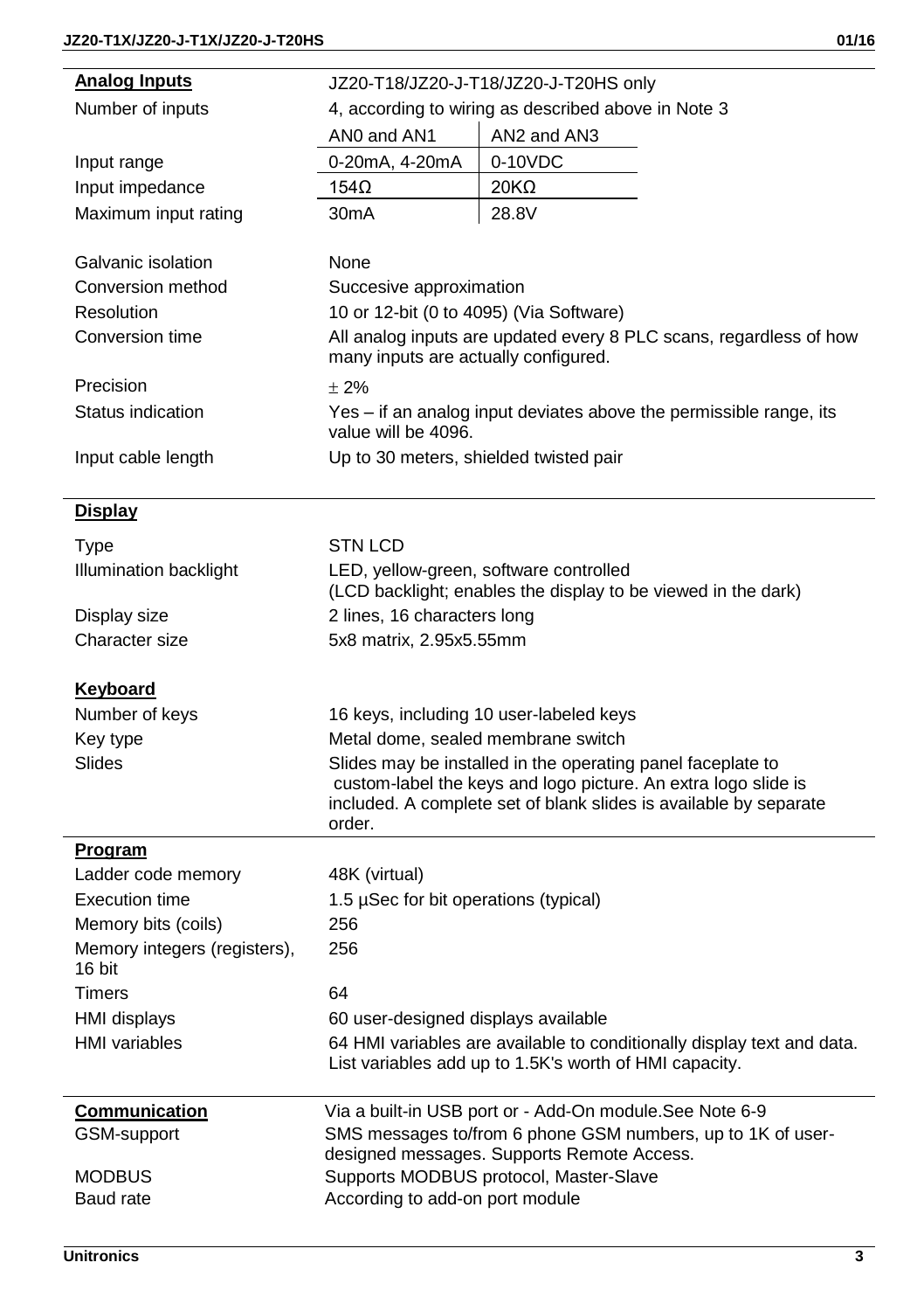| **Analog Inputs** | JZ20-T18/JZ20-J-T18/JZ20-J-T20HS only | |
|---|---|---|
| Number of inputs | 4, according to wiring as described above in Note 3 | |
| | AN0 and AN1 | AN2 and AN3 |
| Input range | 0-20mA, 4-20mA | 0-10VDC |
| Input impedance | 154Ω | 20KΩ |
| Maximum input rating | 30mA | 28.8V |
| Galvanic isolation | None | |
| Conversion method | Succesive approximation | |
| Resolution | 10 or 12-bit (0 to 4095) (Via Software) | |
| Conversion time | All analog inputs are updated every 8 PLC scans, regardless of how many inputs are actually configured. | |
| Precision | ± 2% | |
| Status indication | Yes – if an analog input deviates above the permissible range, its value will be 4096. | |
| Input cable length | Up to 30 meters, shielded twisted pair | |

| **Display** | |
|---|---|
| Type | STN LCD |
| Illumination backlight | LED, yellow-green, software controlled (LCD backlight; enables the display to be viewed in the dark) |
| Display size | 2 lines, 16 characters long |
| Character size | 5x8 matrix, 2.95x5.55mm |

| **Keyboard** | |
|---|---|
| Number of keys | 16 keys, including 10 user-labeled keys |
| Key type | Metal dome, sealed membrane switch |
| Slides | Slides may be installed in the operating panel faceplate to custom-label the keys and logo picture. An extra logo slide is included. A complete set of blank slides is available by separate order. |

| **Program** | |
|---|---|
| Ladder code memory | 48K (virtual) |
| Execution time | 1.5 µSec for bit operations (typical) |
| Memory bits (coils) | 256 |
| Memory integers (registers), 16 bit | 256 |
| Timers | 64 |
| HMI displays | 60 user-designed displays available |
| HMI variables | 64 HMI variables are available to conditionally display text and data. List variables add up to 1.5K's worth of HMI capacity. |

| **Communication** | Via a built-in USB port or - Add-On module.See Note 6-9 |
|---|---|
| GSM-support | SMS messages to/from 6 phone GSM numbers, up to 1K of user-designed messages. Supports Remote Access. |
| MODBUS | Supports MODBUS protocol, Master-Slave |
| Baud rate | According to add-on port module |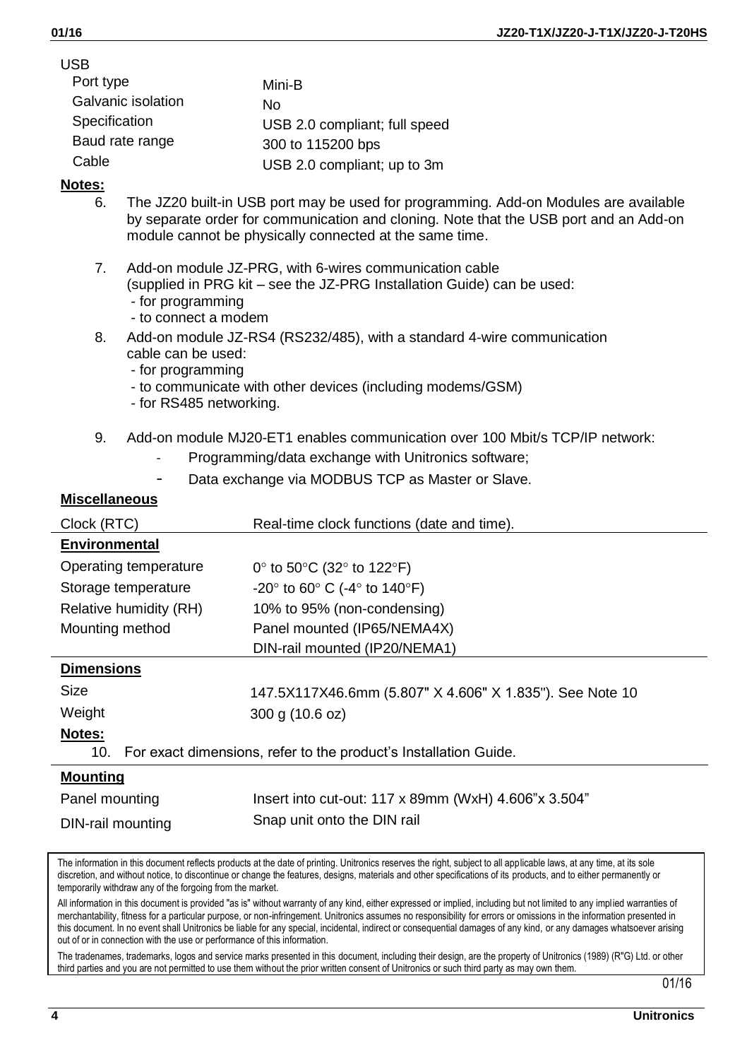USB

| | |
|---|---|
| Port type | Mini-B |
| Galvanic isolation | No |
| Specification | USB 2.0 compliant; full speed |
| Baud rate range | 300 to 115200 bps |
| Cable | USB 2.0 compliant; up to 3m |

**Notes:**

6. The JZ20 built-in USB port may be used for programming. Add-on Modules are available by separate order for communication and cloning. Note that the USB port and an Add-on module cannot be physically connected at the same time.
7. Add-on module JZ-PRG, with 6-wires communication cable (supplied in PRG kit – see the JZ-PRG Installation Guide) can be used:
   - for programming
   - to connect a modem
8. Add-on module JZ-RS4 (RS232/485), with a standard 4-wire communication cable can be used:
   - for programming
   - to communicate with other devices (including modems/GSM)
   - for RS485 networking.
9. Add-on module MJ20-ET1 enables communication over 100 Mbit/s TCP/IP network:
   - Programming/data exchange with Unitronics software;
   - Data exchange via MODBUS TCP as Master or Slave.

**Miscellaneous**

| | |
|---|---|
| Clock (RTC) | Real-time clock functions (date and time). |

**Environmental**

| | |
|---|---|
| Operating temperature | 0° to 50°C (32° to 122°F) |
| Storage temperature | -20° to 60° C (-4° to 140°F) |
| Relative humidity (RH) | 10% to 95% (non-condensing) |
| Mounting method | Panel mounted (IP65/NEMA4X) |
| | DIN-rail mounted (IP20/NEMA1) |

**Dimensions**

| | |
|---|---|
| Size | 147.5X117X46.6mm (5.807" X 4.606" X 1.835"). See Note 10 |
| Weight | 300 g (10.6 oz) |

**Notes:**

10. For exact dimensions, refer to the product's Installation Guide.

**Mounting**

| | |
|---|---|
| Panel mounting | Insert into cut-out: 117 x 89mm (WxH) 4.606"x 3.504" |
| DIN-rail mounting | Snap unit onto the DIN rail |

The information in this document reflects products at the date of printing. Unitronics reserves the right, subject to all applicable laws, at any time, at its sole discretion, and without notice, to discontinue or change the features, designs, materials and other specifications of its products, and to either permanently or temporarily withdraw any of the forgoing from the market.

All information in this document is provided "as is" without warranty of any kind, either expressed or implied, including but not limited to any implied warranties of merchantability, fitness for a particular purpose, or non-infringement. Unitronics assumes no responsibility for errors or omissions in the information presented in this document. In no event shall Unitronics be liable for any special, incidental, indirect or consequential damages of any kind, or any damages whatsoever arising out of or in connection with the use or performance of this information.

The tradenames, trademarks, logos and service marks presented in this document, including their design, are the property of Unitronics (1989) (R"G) Ltd. or other third parties and you are not permitted to use them without the prior written consent of Unitronics or such third party as may own them.

01/16